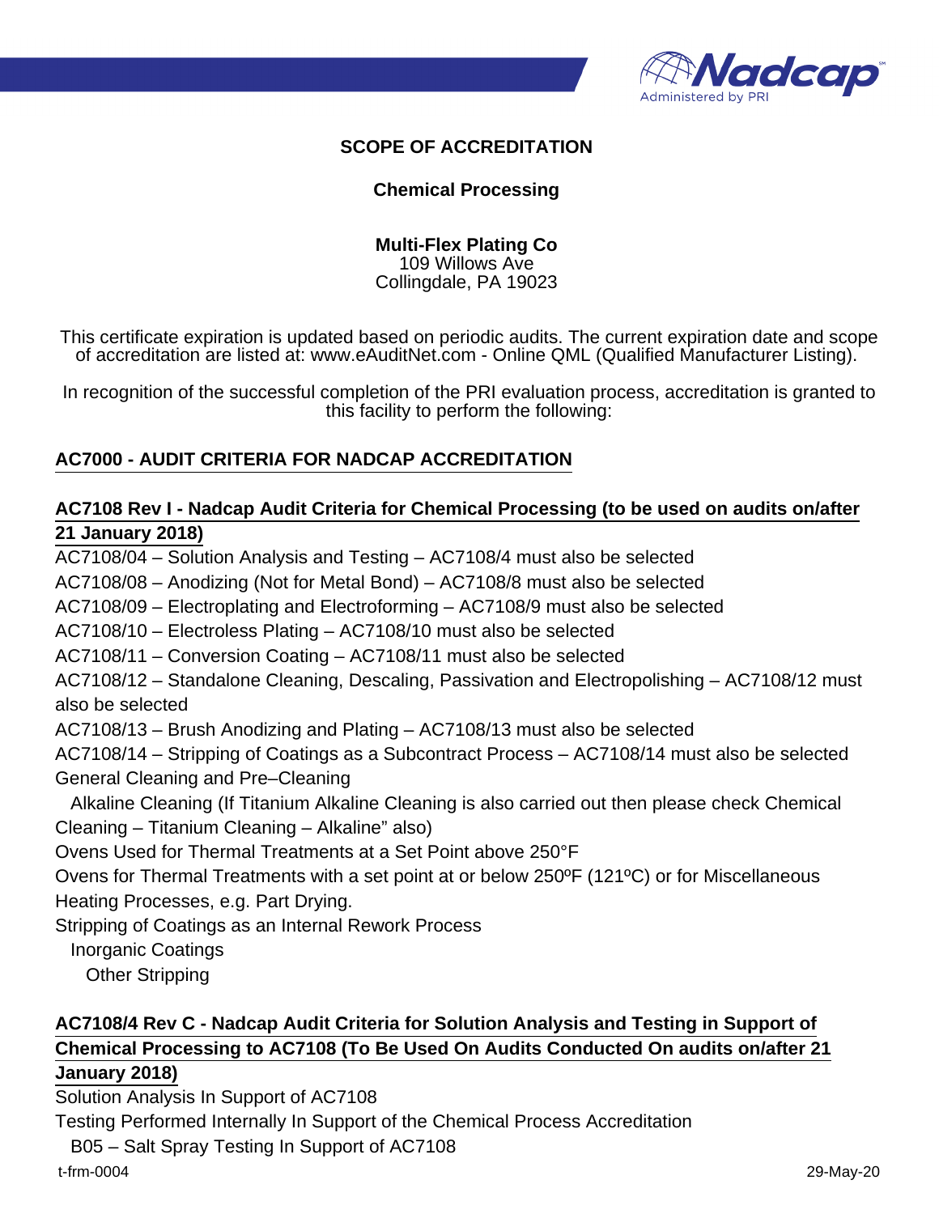## SCOPE OF ACCREDITATION

### Chemical Processing

**Multi-Flex Plating Co**
109 Willows Ave
Collingdale, PA 19023

This certificate expiration is updated based on periodic audits. The current expiration date and scope of accreditation are listed at: www.eAuditNet.com - Online QML (Qualified Manufacturer Listing).

In recognition of the successful completion of the PRI evaluation process, accreditation is granted to this facility to perform the following:

**AC7000 - AUDIT CRITERIA FOR NADCAP ACCREDITATION**

**AC7108 Rev I - Nadcap Audit Criteria for Chemical Processing (to be used on audits on/after 21 January 2018)**

AC7108/04 – Solution Analysis and Testing – AC7108/4 must also be selected
AC7108/08 – Anodizing (Not for Metal Bond) – AC7108/8 must also be selected
AC7108/09 – Electroplating and Electroforming – AC7108/9 must also be selected
AC7108/10 – Electroless Plating – AC7108/10 must also be selected
AC7108/11 – Conversion Coating – AC7108/11 must also be selected
AC7108/12 – Standalone Cleaning, Descaling, Passivation and Electropolishing – AC7108/12 must also be selected
AC7108/13 – Brush Anodizing and Plating – AC7108/13 must also be selected
AC7108/14 – Stripping of Coatings as a Subcontract Process – AC7108/14 must also be selected
General Cleaning and Pre–Cleaning
  Alkaline Cleaning (If Titanium Alkaline Cleaning is also carried out then please check Chemical Cleaning – Titanium Cleaning – Alkaline" also)
Ovens Used for Thermal Treatments at a Set Point above 250°F
Ovens for Thermal Treatments with a set point at or below 250ºF (121ºC) or for Miscellaneous Heating Processes, e.g. Part Drying.
Stripping of Coatings as an Internal Rework Process
  Inorganic Coatings
    Other Stripping

**AC7108/4 Rev C - Nadcap Audit Criteria for Solution Analysis and Testing in Support of Chemical Processing to AC7108 (To Be Used On Audits Conducted On audits on/after 21 January 2018)**

Solution Analysis In Support of AC7108
Testing Performed Internally In Support of the Chemical Process Accreditation
  B05 – Salt Spray Testing In Support of AC7108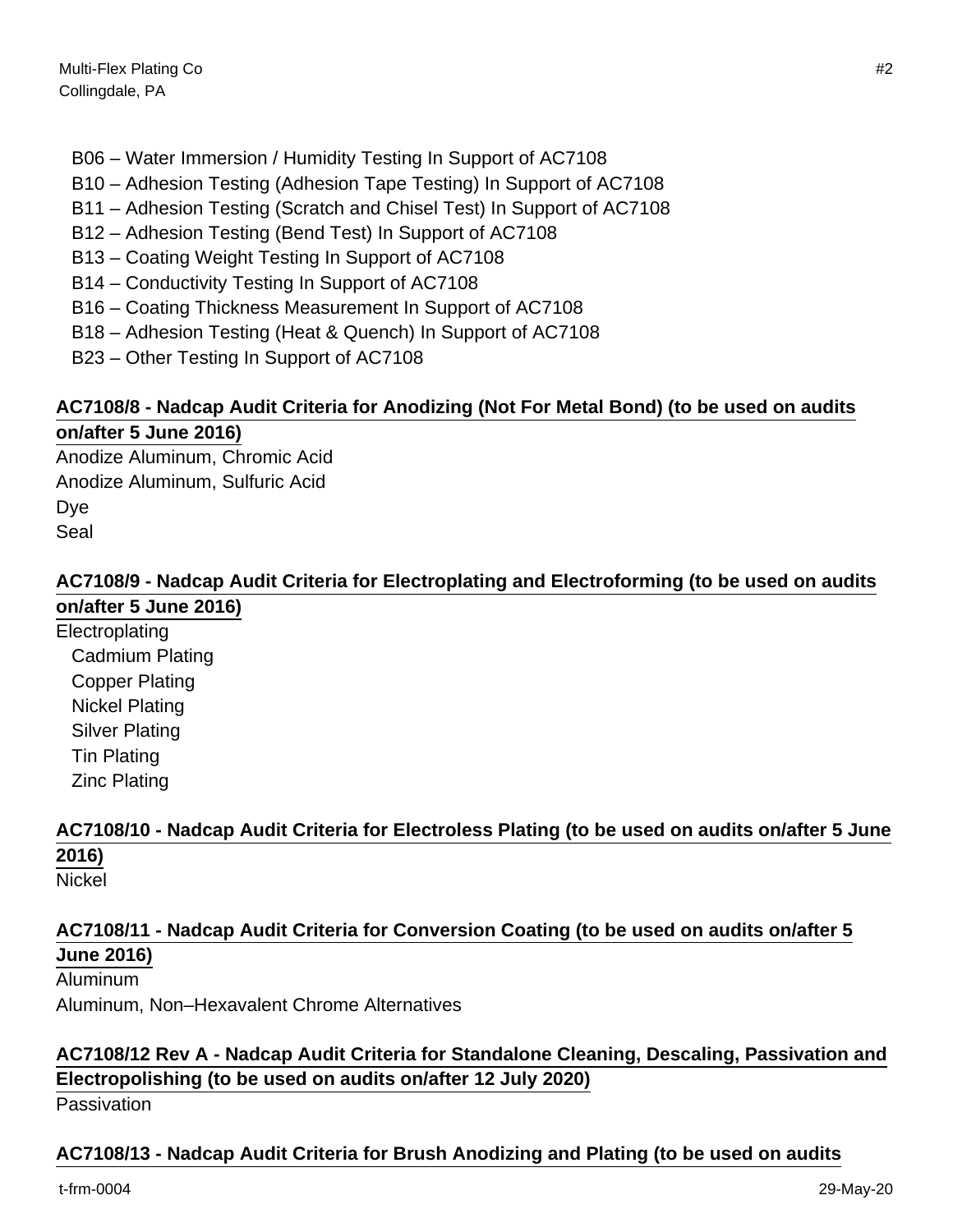- B06 – Water Immersion / Humidity Testing In Support of AC7108
- B10 – Adhesion Testing (Adhesion Tape Testing) In Support of AC7108
- B11 – Adhesion Testing (Scratch and Chisel Test) In Support of AC7108
- B12 – Adhesion Testing (Bend Test) In Support of AC7108
- B13 – Coating Weight Testing In Support of AC7108
- B14 – Conductivity Testing In Support of AC7108
- B16 – Coating Thickness Measurement In Support of AC7108
- B18 – Adhesion Testing (Heat & Quench) In Support of AC7108
- B23 – Other Testing In Support of AC7108

**AC7108/8 - Nadcap Audit Criteria for Anodizing (Not For Metal Bond) (to be used on audits on/after 5 June 2016)**

Anodize Aluminum, Chromic Acid
Anodize Aluminum, Sulfuric Acid
Dye
Seal

**AC7108/9 - Nadcap Audit Criteria for Electroplating and Electroforming (to be used on audits on/after 5 June 2016)**

Electroplating

- Cadmium Plating
- Copper Plating
- Nickel Plating
- Silver Plating
- Tin Plating
- Zinc Plating

**AC7108/10 - Nadcap Audit Criteria for Electroless Plating (to be used on audits on/after 5 June 2016)**

Nickel

**AC7108/11 - Nadcap Audit Criteria for Conversion Coating (to be used on audits on/after 5 June 2016)**

Aluminum
Aluminum, Non–Hexavalent Chrome Alternatives

**AC7108/12 Rev A - Nadcap Audit Criteria for Standalone Cleaning, Descaling, Passivation and Electropolishing (to be used on audits on/after 12 July 2020)**

Passivation

**AC7108/13 - Nadcap Audit Criteria for Brush Anodizing and Plating (to be used on audits**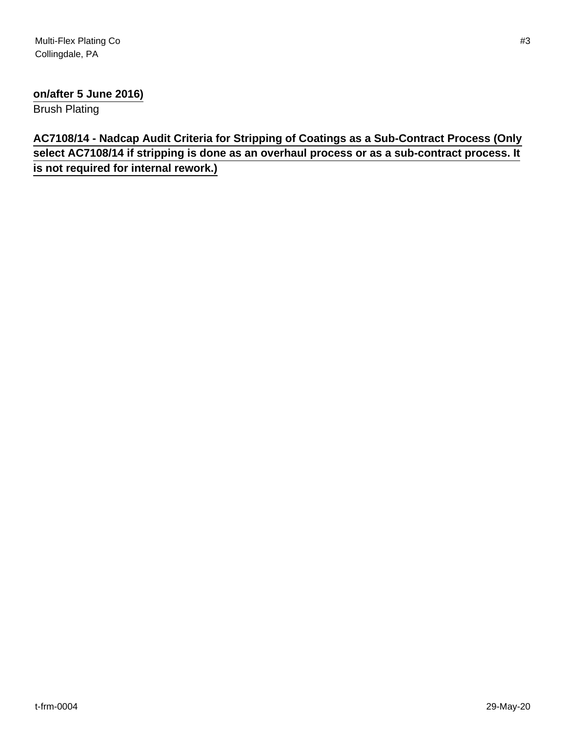**on/after 5 June 2016)**

Brush Plating

**AC7108/14 - Nadcap Audit Criteria for Stripping of Coatings as a Sub-Contract Process (Only select AC7108/14 if stripping is done as an overhaul process or as a sub-contract process. It is not required for internal rework.)**